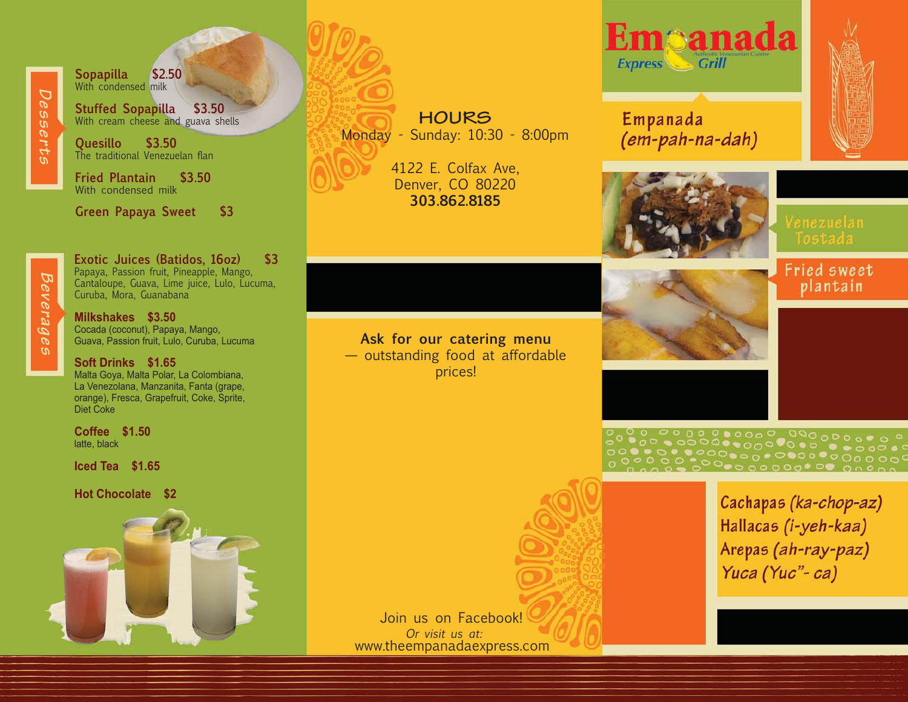## Desserts

**Sopapilla** $2.50
With condensed milk

**Stuffed Sopapilla** $3.50
With cream cheese and guava shells

**Quesillo** $3.50
The traditional Venezuelan flan

**Fried Plantain** $3.50
With condensed milk

**Green Papaya Sweet** $3

## Beverages

**Exotic Juices (Batidos, 16oz)** $3
Papaya, Passion fruit, Pineapple, Mango, Cantaloupe, Guava, Lime juice, Lulo, Lucuma, Curuba, Mora, Guanabana

**Milkshakes** $3.50
Cocada (coconut), Papaya, Mango, Guava, Passion fruit, Lulo, Curuba, Lucuma

**Soft Drinks** $1.65
Malta Goya, Malta Polar, La Colombiana, La Venezolana, Manzanita, Fanta (grape, orange), Fresca, Grapefruit, Coke, Sprite, Diet Coke

**Coffee** $1.50
latte, black

**Iced Tea** $1.65

**Hot Chocolate** $2

## HOURS

Monday - Sunday: 10:30 - 8:00pm

4122 E. Colfax Ave,
Denver, CO 80220
**303.862.8185**

**Ask for our catering menu** — outstanding food at affordable prices!

Join us on Facebook!
*Or visit us at:*
www.theempanadaexpress.com

# Empanada Express Grill

Authentic Venezuelan Cuisine

Empanada *(em-pah-na-dah)*

Venezuelan Tostada

Fried sweet plantain

Cachapas *(ka-chop-az)*
Hallacas *(i-yeh-kaa)*
Arepas *(ah-ray-paz)*
Yuca *(Yuc"- ca)*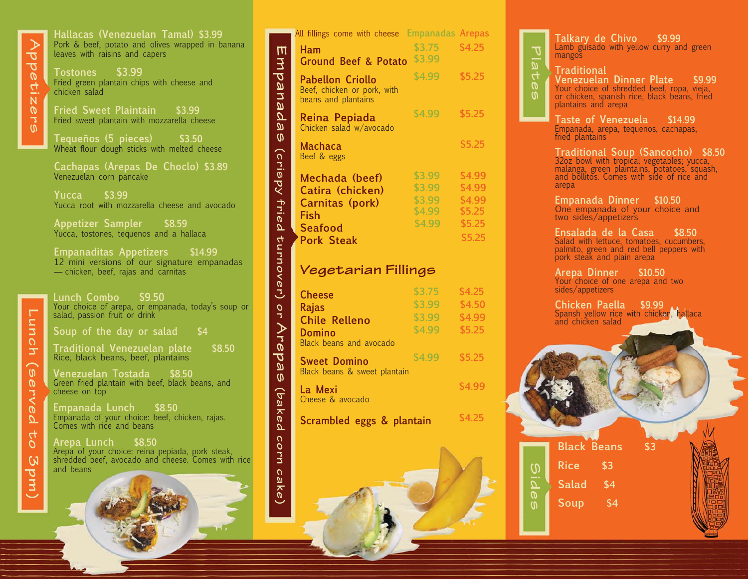## Appetizers

**Hallacas (Venezuelan Tamal)** $3.99
Pork & beef, potato and olives wrapped in banana leaves with raisins and capers

**Tostones** $3.99
Fried green plantain chips with cheese and chicken salad

**Fried Sweet Plaintain** $3.99
Fried sweet plantain with mozzarella cheese

**Tequeños (5 pieces)** $3.50
Wheat flour dough sticks with melted cheese

**Cachapas (Arepas De Choclo)** $3.89
Venezuelan corn pancake

**Yucca** $3.99
Yucca root with mozzarella cheese and avocado

**Appetizer Sampler** $8.59
Yucca, tostones, tequenos and a hallaca

**Empanaditas Appetizers** $14.99
12 mini versions of our signature empanadas — chicken, beef, rajas and carnitas

## Lunch (served to 3pm)

**Lunch Combo** $9.50
Your choice of arepa, or empanada, today's soup or salad, passion fruit or drink

**Soup of the day or salad** $4

**Traditional Venezuelan plate** $8.50
Rice, black beans, beef, plantains

**Venezuelan Tostada** $8.50
Green fried plantain with beef, black beans, and cheese on top

**Empanada Lunch** $8.50
Empanada of your choice: beef, chicken, rajas. Comes with rice and beans

**Arepa Lunch** $8.50
Arepa of your choice: reina pepiada, pork steak, shredded beef, avocado and cheese. Comes with rice and beans

## Empanadas (crispy fried turnover) or Arepas (baked corn cake)

| All fillings come with cheese | Empanadas | Arepas |
|---|---|---|
| **Ham** | $3.75 | $4.25 |
| **Ground Beef & Potato** | $3.99 | |
| **Pabellon Criollo**<br>Beef, chicken or pork, with beans and plantains | $4.99 | $5.25 |
| **Reina Pepiada**<br>Chicken salad w/avocado | $4.99 | $5.25 |
| **Machaca**<br>Beef & eggs | | $5.25 |
| **Mechada (beef)** | $3.99 | $4.99 |
| **Catira (chicken)** | $3.99 | $4.99 |
| **Carnitas (pork)** | $3.99 | $4.99 |
| **Fish** | $4.99 | $5.25 |
| **Seafood** | $4.99 | $5.25 |
| **Pork Steak** | | $5.25 |

### Vegetarian Fillings

| | Empanadas | Arepas |
|---|---|---|
| **Cheese** | $3.75 | $4.25 |
| **Rajas** | $3.99 | $4.50 |
| **Chile Relleno** | $3.99 | $4.99 |
| **Domino**<br>Black beans and avocado | $4.99 | $5.25 |
| **Sweet Domino**<br>Black beans & sweet plantain | $4.99 | $5.25 |
| **La Mexi**<br>Cheese & avocado | | $4.99 |
| **Scrambled eggs & plantain** | | $4.25 |

## Plates

**Talkary de Chivo** $9.99
Lamb guisado with yellow curry and green mangos

**Traditional Venezuelan Dinner Plate** $9.99
Your choice of shredded beef, ropa, vieja, or chicken, spanish rice, black beans, fried plantains and arepa

**Taste of Venezuela** $14.99
Empanada, arepa, tequenos, cachapas, fried plantains

**Traditional Soup (Sancocho)** $8.50
32oz bowl with tropical vegetables; yucca, malanga, green plaintains, potatoes, squash, and bollitos. Comes with side of rice and arepa

**Empanada Dinner** $10.50
One empanada of your choice and two sides/appetizers

**Ensalada de la Casa** $8.50
Salad with lettuce, tomatoes, cucumbers, palmito, green and red bell peppers with pork steak and plain arepa

**Arepa Dinner** $10.50
Your choice of one arepa and two sides/appetizers

**Chicken Paella** $9.99
Spansh yellow rice with chicken, hallaca and chicken salad

## Sides

**Black Beans** $3

**Rice** $3

**Salad** $4

**Soup** $4